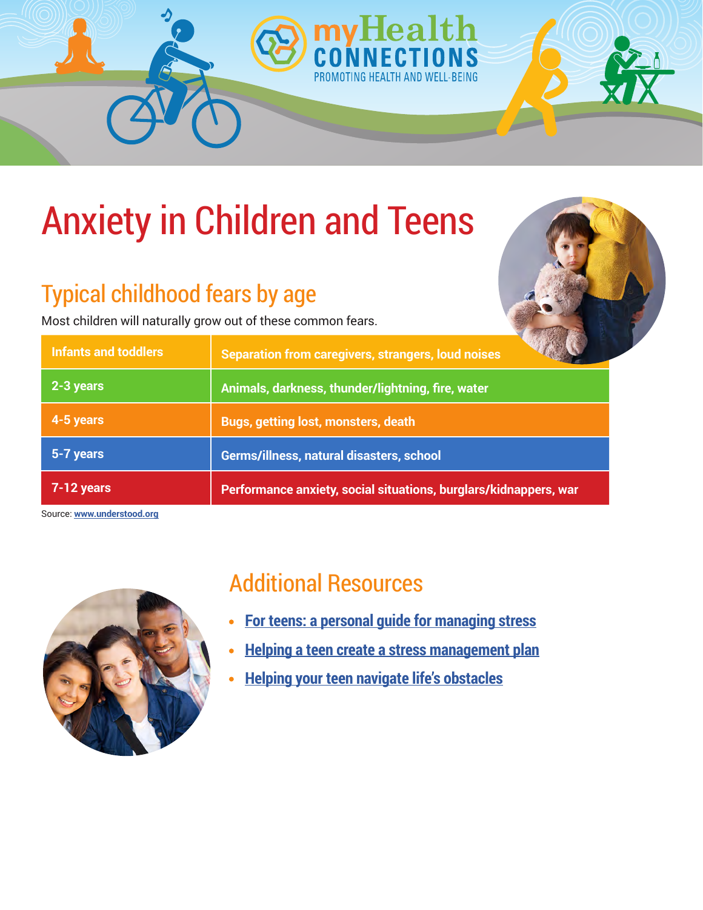# Anxiety in Children and Teens

## Typical childhood fears by age

Most children will naturally grow out of these common fears.

| Age | Fears |
|---|---|
| Infants and toddlers | Separation from caregivers, strangers, loud noises |
| 2-3 years | Animals, darkness, thunder/lightning, fire, water |
| 4-5 years | Bugs, getting lost, monsters, death |
| 5-7 years | Germs/illness, natural disasters, school |
| 7-12 years | Performance anxiety, social situations, burglars/kidnappers, war |

Source: www.understood.org

## Additional Resources

- For teens: a personal guide for managing stress
- Helping a teen create a stress management plan
- Helping your teen navigate life's obstacles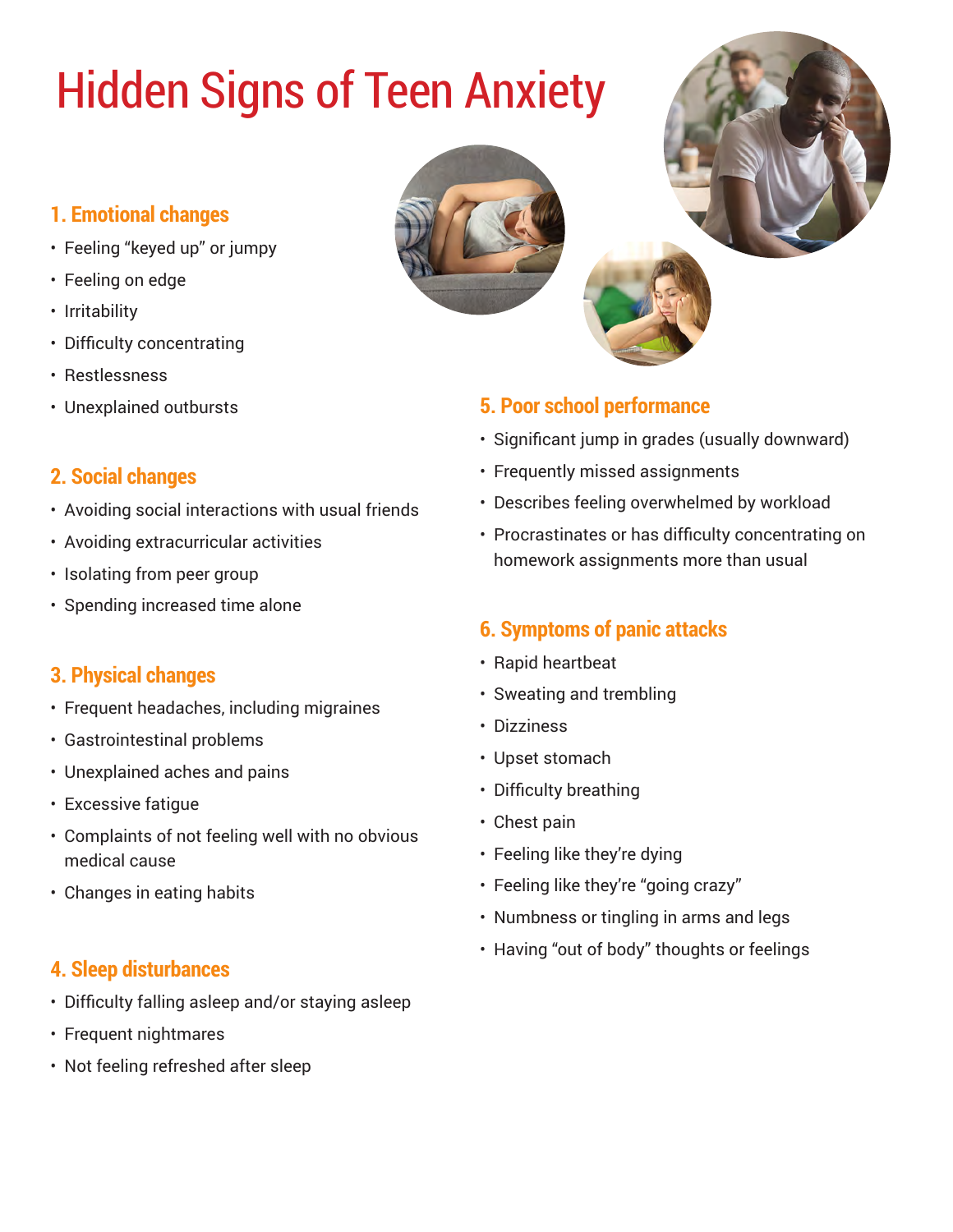# Hidden Signs of Teen Anxiety

## 1. Emotional changes

- Feeling "keyed up" or jumpy
- Feeling on edge
- Irritability
- Difficulty concentrating
- Restlessness
- Unexplained outbursts

## 2. Social changes

- Avoiding social interactions with usual friends
- Avoiding extracurricular activities
- Isolating from peer group
- Spending increased time alone

## 3. Physical changes

- Frequent headaches, including migraines
- Gastrointestinal problems
- Unexplained aches and pains
- Excessive fatigue
- Complaints of not feeling well with no obvious medical cause
- Changes in eating habits

## 4. Sleep disturbances

- Difficulty falling asleep and/or staying asleep
- Frequent nightmares
- Not feeling refreshed after sleep

## 5. Poor school performance

- Significant jump in grades (usually downward)
- Frequently missed assignments
- Describes feeling overwhelmed by workload
- Procrastinates or has difficulty concentrating on homework assignments more than usual

## 6. Symptoms of panic attacks

- Rapid heartbeat
- Sweating and trembling
- Dizziness
- Upset stomach
- Difficulty breathing
- Chest pain
- Feeling like they're dying
- Feeling like they're "going crazy"
- Numbness or tingling in arms and legs
- Having "out of body" thoughts or feelings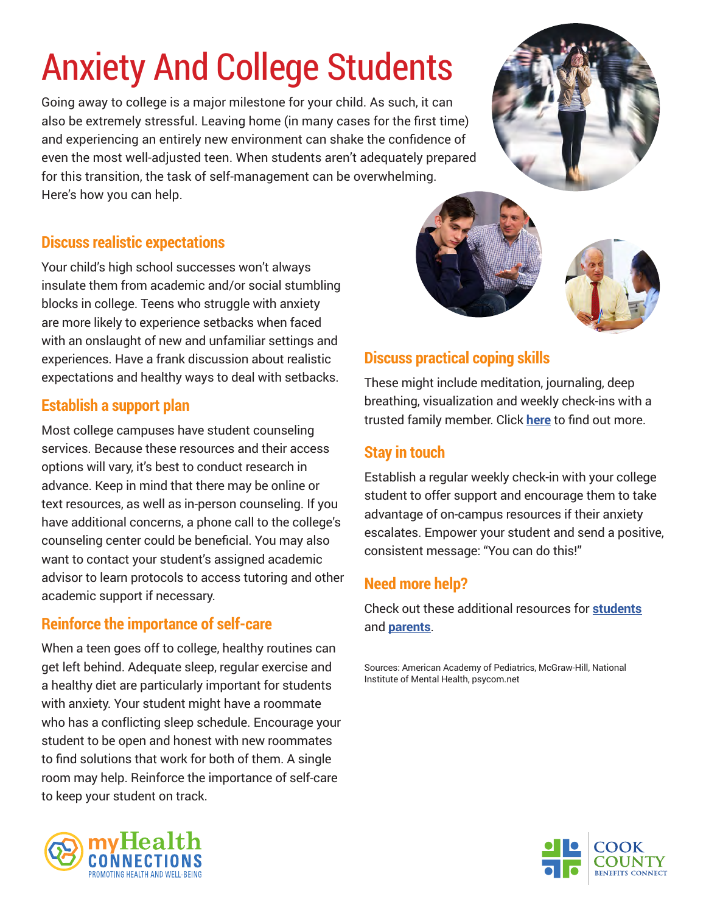# Anxiety And College Students

Going away to college is a major milestone for your child. As such, it can also be extremely stressful. Leaving home (in many cases for the first time) and experiencing an entirely new environment can shake the confidence of even the most well-adjusted teen. When students aren't adequately prepared for this transition, the task of self-management can be overwhelming. Here's how you can help.

## Discuss realistic expectations

Your child's high school successes won't always insulate them from academic and/or social stumbling blocks in college. Teens who struggle with anxiety are more likely to experience setbacks when faced with an onslaught of new and unfamiliar settings and experiences. Have a frank discussion about realistic expectations and healthy ways to deal with setbacks.

## Establish a support plan

Most college campuses have student counseling services. Because these resources and their access options will vary, it's best to conduct research in advance. Keep in mind that there may be online or text resources, as well as in-person counseling. If you have additional concerns, a phone call to the college's counseling center could be beneficial. You may also want to contact your student's assigned academic advisor to learn protocols to access tutoring and other academic support if necessary.

## Reinforce the importance of self-care

When a teen goes off to college, healthy routines can get left behind. Adequate sleep, regular exercise and a healthy diet are particularly important for students with anxiety. Your student might have a roommate who has a conflicting sleep schedule. Encourage your student to be open and honest with new roommates to find solutions that work for both of them. A single room may help. Reinforce the importance of self-care to keep your student on track.

## Discuss practical coping skills

These might include meditation, journaling, deep breathing, visualization and weekly check-ins with a trusted family member. Click **here** to find out more.

## Stay in touch

Establish a regular weekly check-in with your college student to offer support and encourage them to take advantage of on-campus resources if their anxiety escalates. Empower your student and send a positive, consistent message: "You can do this!"

## Need more help?

Check out these additional resources for **students** and **parents**.

Sources: American Academy of Pediatrics, McGraw-Hill, National Institute of Mental Health, psycom.net

myHealth CONNECTIONS
PROMOTING HEALTH AND WELL-BEING

COOK COUNTY
BENEFITS CONNECT